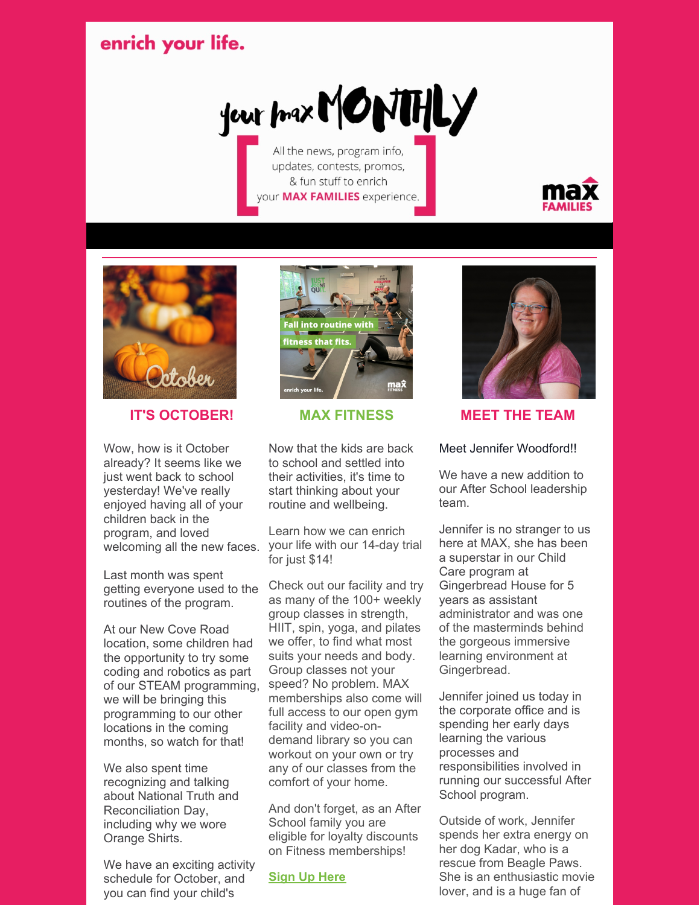enrich your life.

# your max MONTHLY

All the news, program info, updates, contests, promos, & fun stuff to enrich your **MAX FAMILIES** experience.

max FAMILIES

## IT'S OCTOBER!

Wow, how is it October already? It seems like we just went back to school yesterday! We've really enjoyed having all of your children back in the program, and loved welcoming all the new faces.

Last month was spent getting everyone used to the routines of the program.

At our New Cove Road location, some children had the opportunity to try some coding and robotics as part of our STEAM programming, we will be bringing this programming to our other locations in the coming months, so watch for that!

We also spent time recognizing and talking about National Truth and Reconciliation Day, including why we wore Orange Shirts.

We have an exciting activity schedule for October, and you can find your child's

## MAX FITNESS

Now that the kids are back to school and settled into their activities, it's time to start thinking about your routine and wellbeing.

Learn how we can enrich your life with our 14-day trial for just $14!

Check out our facility and try as many of the 100+ weekly group classes in strength, HIIT, spin, yoga, and pilates we offer, to find what most suits your needs and body. Group classes not your speed? No problem. MAX memberships also come will full access to our open gym facility and video-on-demand library so you can workout on your own or try any of our classes from the comfort of your home.

And don't forget, as an After School family you are eligible for loyalty discounts on Fitness memberships!

**Sign Up Here**

## MEET THE TEAM

Meet Jennifer Woodford!!

We have a new addition to our After School leadership team.

Jennifer is no stranger to us here at MAX, she has been a superstar in our Child Care program at Gingerbread House for 5 years as assistant administrator and was one of the masterminds behind the gorgeous immersive learning environment at Gingerbread.

Jennifer joined us today in the corporate office and is spending her early days learning the various processes and responsibilities involved in running our successful After School program.

Outside of work, Jennifer spends her extra energy on her dog Kadar, who is a rescue from Beagle Paws. She is an enthusiastic movie lover, and is a huge fan of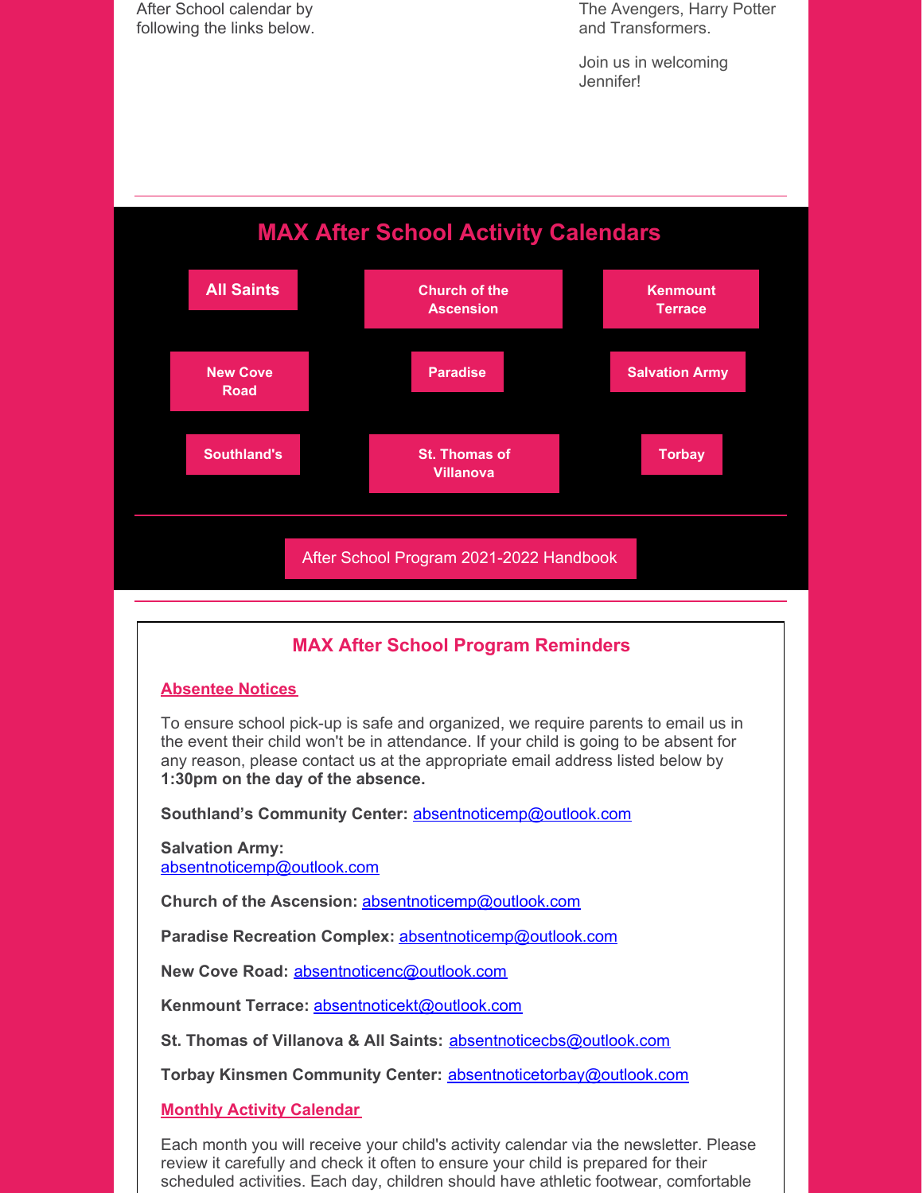After School calendar by following the links below.

The Avengers, Harry Potter and Transformers.

Join us in welcoming Jennifer!

## MAX After School Activity Calendars

All Saints | Church of the Ascension | Kenmount Terrace

New Cove Road | Paradise | Salvation Army

Southland's | St. Thomas of Villanova | Torbay

After School Program 2021-2022 Handbook

## MAX After School Program Reminders

### Absentee Notices

To ensure school pick-up is safe and organized, we require parents to email us in the event their child won't be in attendance. If your child is going to be absent for any reason, please contact us at the appropriate email address listed below by **1:30pm on the day of the absence.**

**Southland's Community Center:** absentnoticemp@outlook.com

**Salvation Army:** absentnoticemp@outlook.com

**Church of the Ascension:** absentnoticemp@outlook.com

**Paradise Recreation Complex:** absentnoticemp@outlook.com

**New Cove Road:** absentnoticenc@outlook.com

**Kenmount Terrace:** absentnoticekt@outlook.com

**St. Thomas of Villanova & All Saints:** absentnoticecbs@outlook.com

**Torbay Kinsmen Community Center:** absentnoticetorbay@outlook.com

### Monthly Activity Calendar

Each month you will receive your child's activity calendar via the newsletter. Please review it carefully and check it often to ensure your child is prepared for their scheduled activities. Each day, children should have athletic footwear, comfortable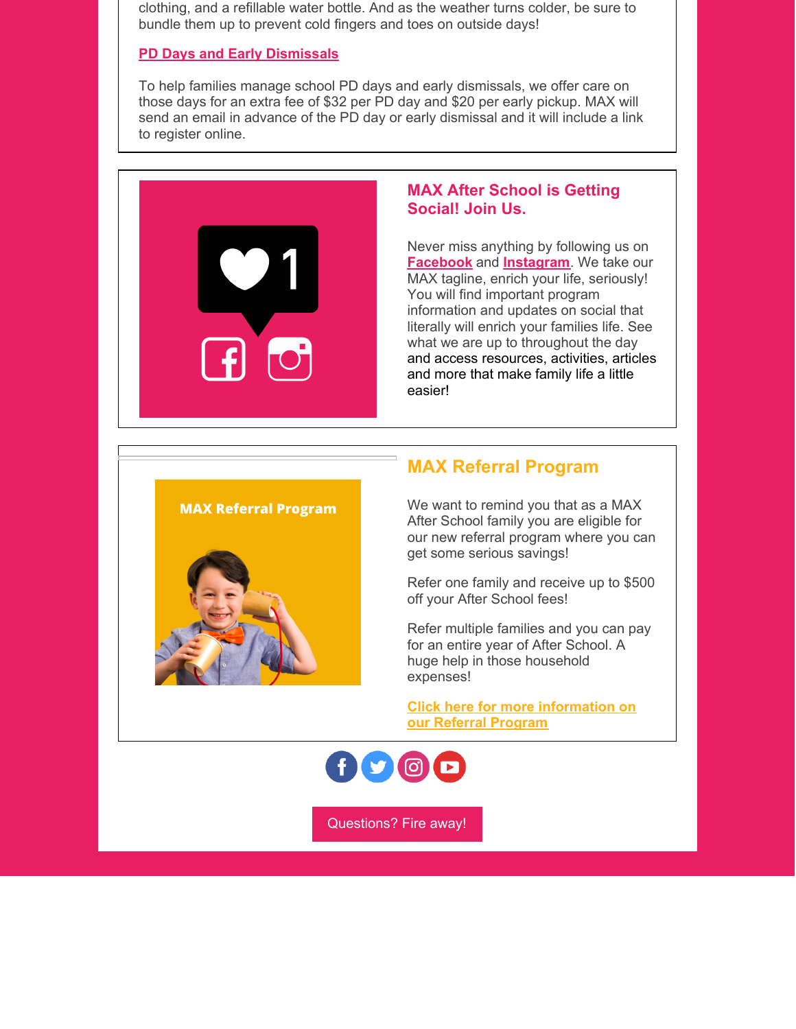clothing, and a refillable water bottle. And as the weather turns colder, be sure to bundle them up to prevent cold fingers and toes on outside days!

**PD Days and Early Dismissals**

To help families manage school PD days and early dismissals, we offer care on those days for an extra fee of $32 per PD day and $20 per early pickup. MAX will send an email in advance of the PD day or early dismissal and it will include a link to register online.

## MAX After School is Getting Social! Join Us.

Never miss anything by following us on **Facebook** and **Instagram**. We take our MAX tagline, enrich your life, seriously! You will find important program information and updates on social that literally will enrich your families life. See what we are up to throughout the day and access resources, activities, articles and more that make family life a little easier!

## MAX Referral Program

MAX Referral Program

We want to remind you that as a MAX After School family you are eligible for our new referral program where you can get some serious savings!

Refer one family and receive up to $500 off your After School fees!

Refer multiple families and you can pay for an entire year of After School. A huge help in those household expenses!

**Click here for more information on our Referral Program**

Questions? Fire away!